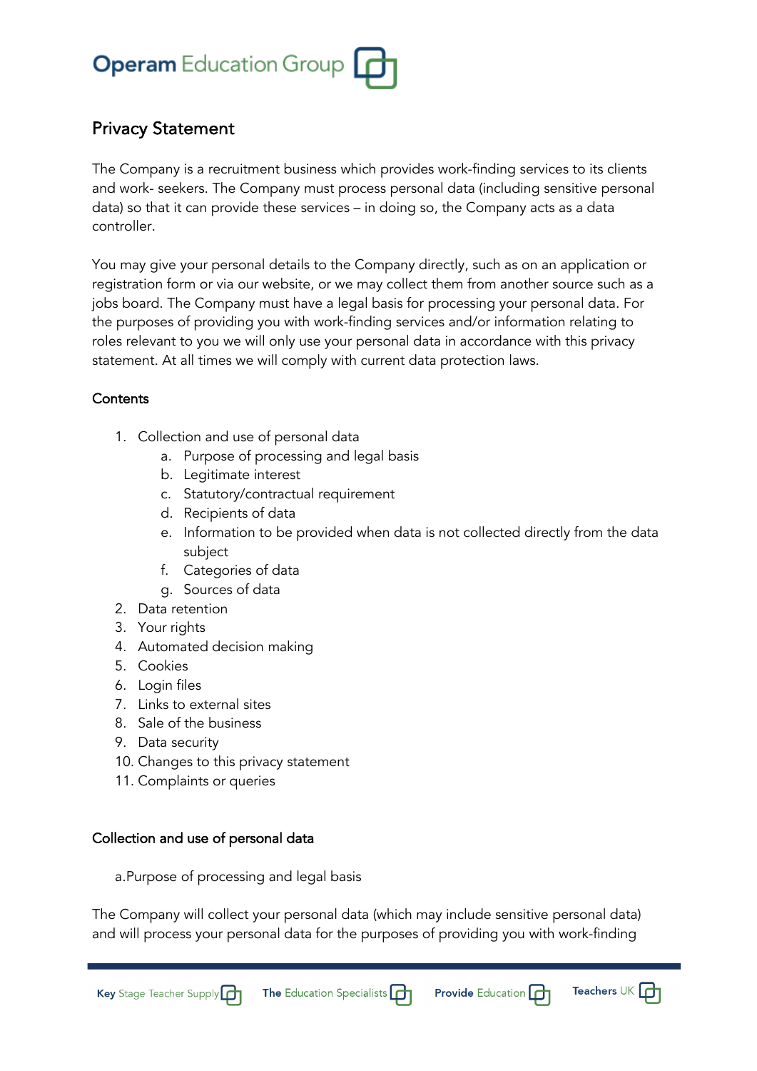# Operam Education Group

## Privacy Statement

The Company is a recruitment business which provides work-finding services to its clients and work- seekers. The Company must process personal data (including sensitive personal data) so that it can provide these services – in doing so, the Company acts as a data controller.

You may give your personal details to the Company directly, such as on an application or registration form or via our website, or we may collect them from another source such as a jobs board. The Company must have a legal basis for processing your personal data. For the purposes of providing you with work-finding services and/or information relating to roles relevant to you we will only use your personal data in accordance with this privacy statement. At all times we will comply with current data protection laws.

### Contents

1. Collection and use of personal data
   a. Purpose of processing and legal basis
   b. Legitimate interest
   c. Statutory/contractual requirement
   d. Recipients of data
   e. Information to be provided when data is not collected directly from the data subject
   f. Categories of data
   g. Sources of data
2. Data retention
3. Your rights
4. Automated decision making
5. Cookies
6. Login files
7. Links to external sites
8. Sale of the business
9. Data security
10. Changes to this privacy statement
11. Complaints or queries

### Collection and use of personal data

a.Purpose of processing and legal basis

The Company will collect your personal data (which may include sensitive personal data) and will process your personal data for the purposes of providing you with work-finding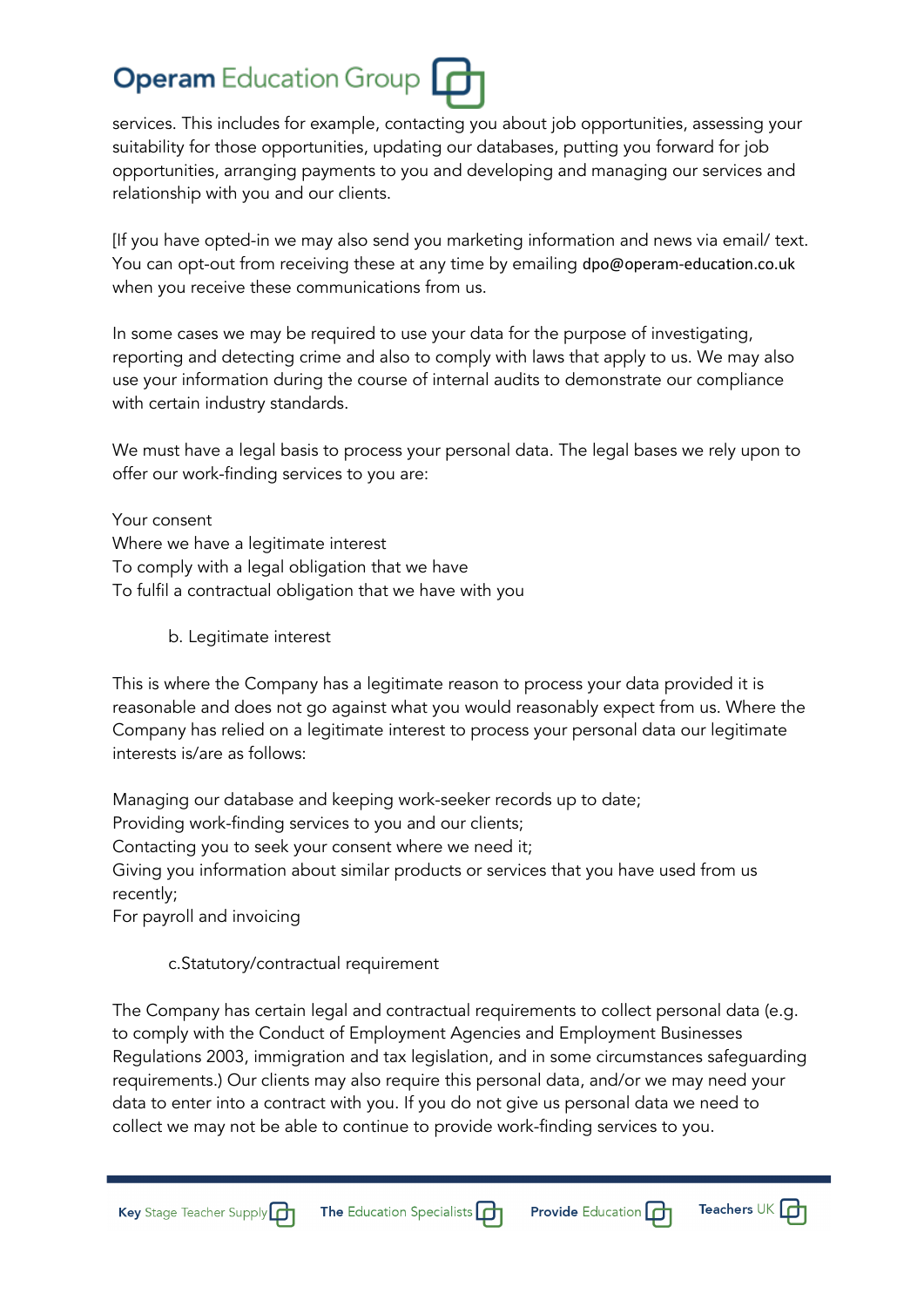services. This includes for example, contacting you about job opportunities, assessing your suitability for those opportunities, updating our databases, putting you forward for job opportunities, arranging payments to you and developing and managing our services and relationship with you and our clients.

[If you have opted-in we may also send you marketing information and news via email/ text. You can opt-out from receiving these at any time by emailing dpo@operam-education.co.uk when you receive these communications from us.

In some cases we may be required to use your data for the purpose of investigating, reporting and detecting crime and also to comply with laws that apply to us. We may also use your information during the course of internal audits to demonstrate our compliance with certain industry standards.

We must have a legal basis to process your personal data. The legal bases we rely upon to offer our work-finding services to you are:

Your consent
Where we have a legitimate interest
To comply with a legal obligation that we have
To fulfil a contractual obligation that we have with you

b. Legitimate interest

This is where the Company has a legitimate reason to process your data provided it is reasonable and does not go against what you would reasonably expect from us. Where the Company has relied on a legitimate interest to process your personal data our legitimate interests is/are as follows:

Managing our database and keeping work-seeker records up to date;
Providing work-finding services to you and our clients;
Contacting you to seek your consent where we need it;
Giving you information about similar products or services that you have used from us recently;
For payroll and invoicing

c.Statutory/contractual requirement

The Company has certain legal and contractual requirements to collect personal data (e.g. to comply with the Conduct of Employment Agencies and Employment Businesses Regulations 2003, immigration and tax legislation, and in some circumstances safeguarding requirements.) Our clients may also require this personal data, and/or we may need your data to enter into a contract with you. If you do not give us personal data we need to collect we may not be able to continue to provide work-finding services to you.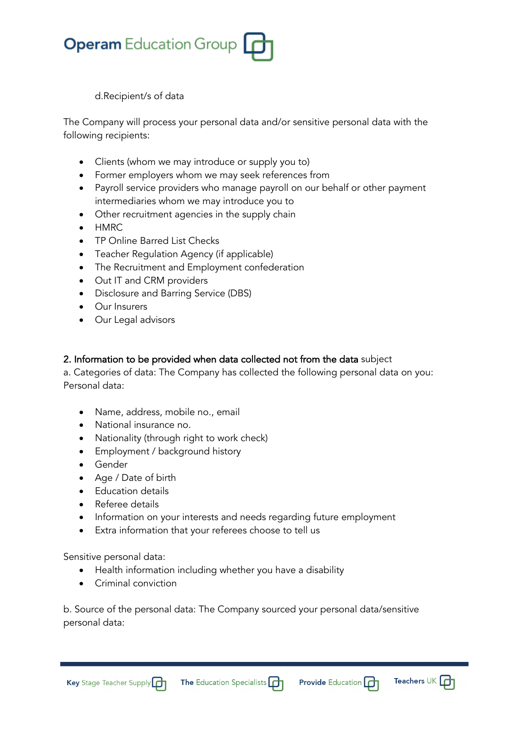d.Recipient/s of data

The Company will process your personal data and/or sensitive personal data with the following recipients:

- Clients (whom we may introduce or supply you to)
- Former employers whom we may seek references from
- Payroll service providers who manage payroll on our behalf or other payment intermediaries whom we may introduce you to
- Other recruitment agencies in the supply chain
- HMRC
- TP Online Barred List Checks
- Teacher Regulation Agency (if applicable)
- The Recruitment and Employment confederation
- Out IT and CRM providers
- Disclosure and Barring Service (DBS)
- Our Insurers
- Our Legal advisors

**2. Information to be provided when data collected not from the data** subject

a. Categories of data: The Company has collected the following personal data on you:

Personal data:

- Name, address, mobile no., email
- National insurance no.
- Nationality (through right to work check)
- Employment / background history
- Gender
- Age / Date of birth
- Education details
- Referee details
- Information on your interests and needs regarding future employment
- Extra information that your referees choose to tell us

Sensitive personal data:

- Health information including whether you have a disability
- Criminal conviction

b. Source of the personal data: The Company sourced your personal data/sensitive personal data: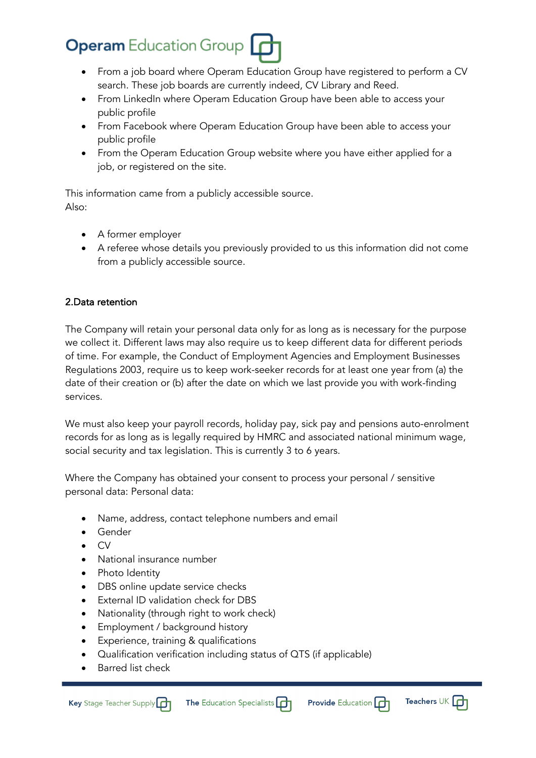- From a job board where Operam Education Group have registered to perform a CV search. These job boards are currently indeed, CV Library and Reed.
- From LinkedIn where Operam Education Group have been able to access your public profile
- From Facebook where Operam Education Group have been able to access your public profile
- From the Operam Education Group website where you have either applied for a job, or registered on the site.

This information came from a publicly accessible source.
Also:

- A former employer
- A referee whose details you previously provided to us this information did not come from a publicly accessible source.

**2.Data retention**

The Company will retain your personal data only for as long as is necessary for the purpose we collect it. Different laws may also require us to keep different data for different periods of time. For example, the Conduct of Employment Agencies and Employment Businesses Regulations 2003, require us to keep work-seeker records for at least one year from (a) the date of their creation or (b) after the date on which we last provide you with work-finding services.

We must also keep your payroll records, holiday pay, sick pay and pensions auto-enrolment records for as long as is legally required by HMRC and associated national minimum wage, social security and tax legislation. This is currently 3 to 6 years.

Where the Company has obtained your consent to process your personal / sensitive personal data: Personal data:

- Name, address, contact telephone numbers and email
- Gender
- CV
- National insurance number
- Photo Identity
- DBS online update service checks
- External ID validation check for DBS
- Nationality (through right to work check)
- Employment / background history
- Experience, training & qualifications
- Qualification verification including status of QTS (if applicable)
- Barred list check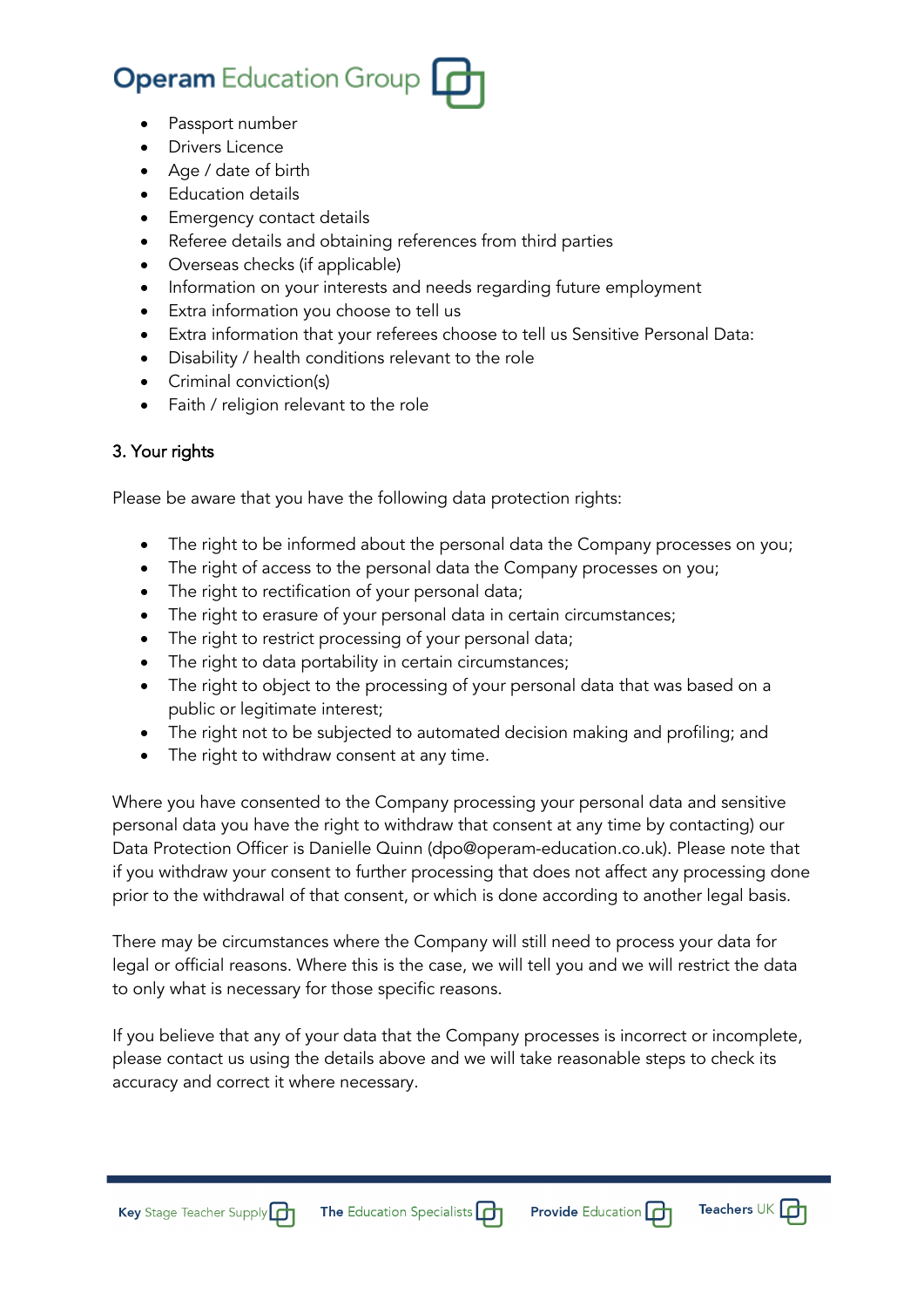- Passport number
- Drivers Licence
- Age / date of birth
- Education details
- Emergency contact details
- Referee details and obtaining references from third parties
- Overseas checks (if applicable)
- Information on your interests and needs regarding future employment
- Extra information you choose to tell us
- Extra information that your referees choose to tell us Sensitive Personal Data:
- Disability / health conditions relevant to the role
- Criminal conviction(s)
- Faith / religion relevant to the role

## 3. Your rights

Please be aware that you have the following data protection rights:

- The right to be informed about the personal data the Company processes on you;
- The right of access to the personal data the Company processes on you;
- The right to rectification of your personal data;
- The right to erasure of your personal data in certain circumstances;
- The right to restrict processing of your personal data;
- The right to data portability in certain circumstances;
- The right to object to the processing of your personal data that was based on a public or legitimate interest;
- The right not to be subjected to automated decision making and profiling; and
- The right to withdraw consent at any time.

Where you have consented to the Company processing your personal data and sensitive personal data you have the right to withdraw that consent at any time by contacting) our Data Protection Officer is Danielle Quinn (dpo@operam-education.co.uk). Please note that if you withdraw your consent to further processing that does not affect any processing done prior to the withdrawal of that consent, or which is done according to another legal basis.

There may be circumstances where the Company will still need to process your data for legal or official reasons. Where this is the case, we will tell you and we will restrict the data to only what is necessary for those specific reasons.

If you believe that any of your data that the Company processes is incorrect or incomplete, please contact us using the details above and we will take reasonable steps to check its accuracy and correct it where necessary.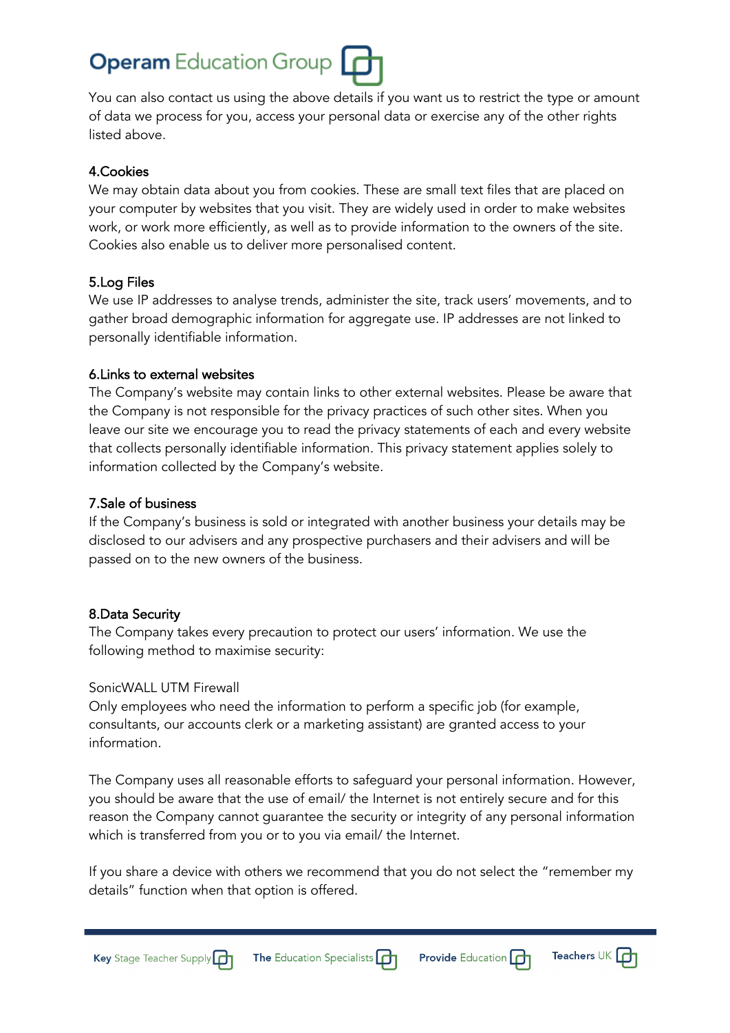You can also contact us using the above details if you want us to restrict the type or amount of data we process for you, access your personal data or exercise any of the other rights listed above.

## 4.Cookies

We may obtain data about you from cookies. These are small text files that are placed on your computer by websites that you visit. They are widely used in order to make websites work, or work more efficiently, as well as to provide information to the owners of the site. Cookies also enable us to deliver more personalised content.

## 5.Log Files

We use IP addresses to analyse trends, administer the site, track users' movements, and to gather broad demographic information for aggregate use. IP addresses are not linked to personally identifiable information.

## 6.Links to external websites

The Company's website may contain links to other external websites. Please be aware that the Company is not responsible for the privacy practices of such other sites. When you leave our site we encourage you to read the privacy statements of each and every website that collects personally identifiable information. This privacy statement applies solely to information collected by the Company's website.

## 7.Sale of business

If the Company's business is sold or integrated with another business your details may be disclosed to our advisers and any prospective purchasers and their advisers and will be passed on to the new owners of the business.

## 8.Data Security

The Company takes every precaution to protect our users' information. We use the following method to maximise security:

SonicWALL UTM Firewall
Only employees who need the information to perform a specific job (for example, consultants, our accounts clerk or a marketing assistant) are granted access to your information.

The Company uses all reasonable efforts to safeguard your personal information. However, you should be aware that the use of email/ the Internet is not entirely secure and for this reason the Company cannot guarantee the security or integrity of any personal information which is transferred from you or to you via email/ the Internet.

If you share a device with others we recommend that you do not select the "remember my details" function when that option is offered.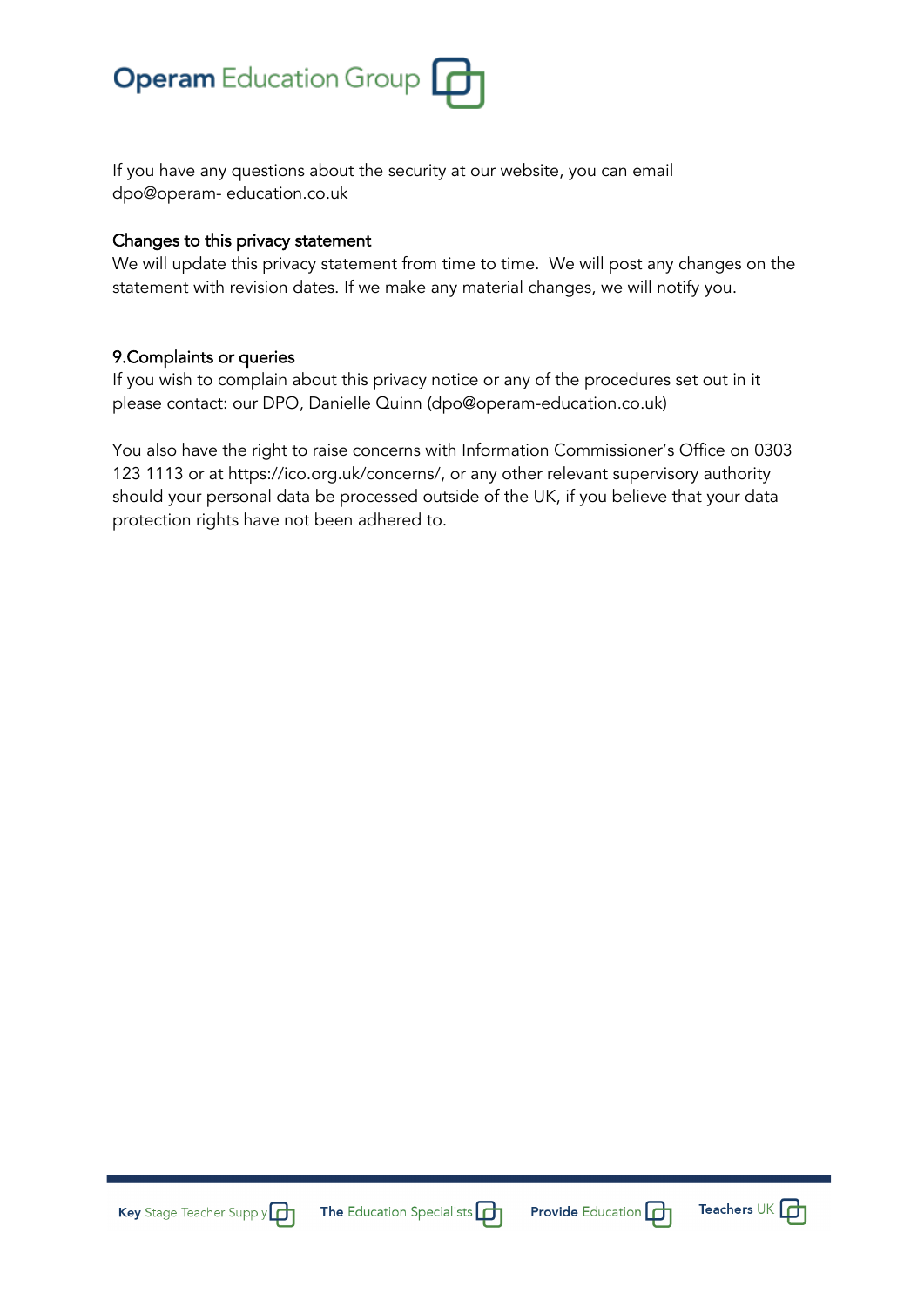If you have any questions about the security at our website, you can email dpo@operam- education.co.uk

## Changes to this privacy statement

We will update this privacy statement from time to time. We will post any changes on the statement with revision dates. If we make any material changes, we will notify you.

## 9.Complaints or queries

If you wish to complain about this privacy notice or any of the procedures set out in it please contact: our DPO, Danielle Quinn (dpo@operam-education.co.uk)

You also have the right to raise concerns with Information Commissioner's Office on 0303 123 1113 or at https://ico.org.uk/concerns/, or any other relevant supervisory authority should your personal data be processed outside of the UK, if you believe that your data protection rights have not been adhered to.